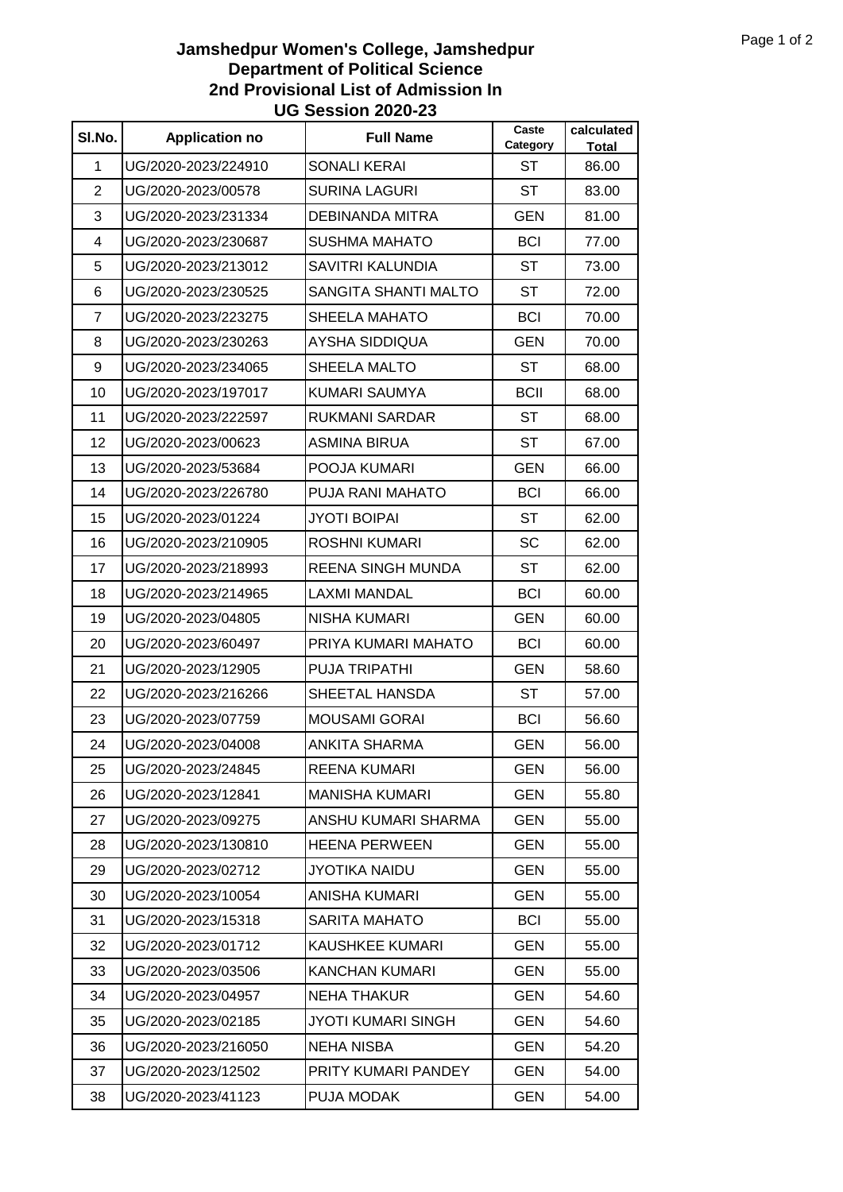# Jamshedpur Women's College, Jamshedpur
## Department of Political Science
### 2nd Provisional List of Admission In
### UG Session 2020-23

| Sl.No. | Application no | Full Name | Caste Category | calculated Total |
|---|---|---|---|---|
| 1 | UG/2020-2023/224910 | SONALI KERAI | ST | 86.00 |
| 2 | UG/2020-2023/00578 | SURINA LAGURI | ST | 83.00 |
| 3 | UG/2020-2023/231334 | DEBINANDA MITRA | GEN | 81.00 |
| 4 | UG/2020-2023/230687 | SUSHMA MAHATO | BCI | 77.00 |
| 5 | UG/2020-2023/213012 | SAVITRI KALUNDIA | ST | 73.00 |
| 6 | UG/2020-2023/230525 | SANGITA SHANTI MALTO | ST | 72.00 |
| 7 | UG/2020-2023/223275 | SHEELA MAHATO | BCI | 70.00 |
| 8 | UG/2020-2023/230263 | AYSHA SIDDIQUA | GEN | 70.00 |
| 9 | UG/2020-2023/234065 | SHEELA MALTO | ST | 68.00 |
| 10 | UG/2020-2023/197017 | KUMARI SAUMYA | BCII | 68.00 |
| 11 | UG/2020-2023/222597 | RUKMANI SARDAR | ST | 68.00 |
| 12 | UG/2020-2023/00623 | ASMINA BIRUA | ST | 67.00 |
| 13 | UG/2020-2023/53684 | POOJA KUMARI | GEN | 66.00 |
| 14 | UG/2020-2023/226780 | PUJA RANI MAHATO | BCI | 66.00 |
| 15 | UG/2020-2023/01224 | JYOTI BOIPAI | ST | 62.00 |
| 16 | UG/2020-2023/210905 | ROSHNI KUMARI | SC | 62.00 |
| 17 | UG/2020-2023/218993 | REENA SINGH MUNDA | ST | 62.00 |
| 18 | UG/2020-2023/214965 | LAXMI MANDAL | BCI | 60.00 |
| 19 | UG/2020-2023/04805 | NISHA KUMARI | GEN | 60.00 |
| 20 | UG/2020-2023/60497 | PRIYA KUMARI MAHATO | BCI | 60.00 |
| 21 | UG/2020-2023/12905 | PUJA TRIPATHI | GEN | 58.60 |
| 22 | UG/2020-2023/216266 | SHEETAL HANSDA | ST | 57.00 |
| 23 | UG/2020-2023/07759 | MOUSAMI GORAI | BCI | 56.60 |
| 24 | UG/2020-2023/04008 | ANKITA SHARMA | GEN | 56.00 |
| 25 | UG/2020-2023/24845 | REENA KUMARI | GEN | 56.00 |
| 26 | UG/2020-2023/12841 | MANISHA KUMARI | GEN | 55.80 |
| 27 | UG/2020-2023/09275 | ANSHU KUMARI SHARMA | GEN | 55.00 |
| 28 | UG/2020-2023/130810 | HEENA PERWEEN | GEN | 55.00 |
| 29 | UG/2020-2023/02712 | JYOTIKA NAIDU | GEN | 55.00 |
| 30 | UG/2020-2023/10054 | ANISHA KUMARI | GEN | 55.00 |
| 31 | UG/2020-2023/15318 | SARITA MAHATO | BCI | 55.00 |
| 32 | UG/2020-2023/01712 | KAUSHKEE KUMARI | GEN | 55.00 |
| 33 | UG/2020-2023/03506 | KANCHAN KUMARI | GEN | 55.00 |
| 34 | UG/2020-2023/04957 | NEHA THAKUR | GEN | 54.60 |
| 35 | UG/2020-2023/02185 | JYOTI KUMARI SINGH | GEN | 54.60 |
| 36 | UG/2020-2023/216050 | NEHA NISBA | GEN | 54.20 |
| 37 | UG/2020-2023/12502 | PRITY KUMARI PANDEY | GEN | 54.00 |
| 38 | UG/2020-2023/41123 | PUJA MODAK | GEN | 54.00 |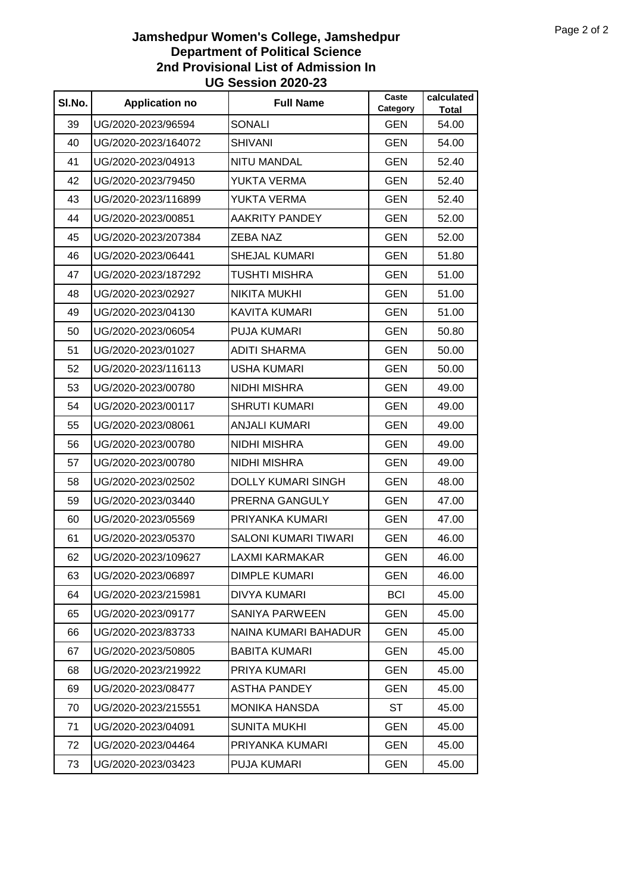# Jamshedpur Women's College, Jamshedpur
## Department of Political Science
## 2nd Provisional List of Admission In
## UG Session 2020-23

| Sl.No. | Application no | Full Name | Caste Category | calculated Total |
|---|---|---|---|---|
| 39 | UG/2020-2023/96594 | SONALI | GEN | 54.00 |
| 40 | UG/2020-2023/164072 | SHIVANI | GEN | 54.00 |
| 41 | UG/2020-2023/04913 | NITU MANDAL | GEN | 52.40 |
| 42 | UG/2020-2023/79450 | YUKTA VERMA | GEN | 52.40 |
| 43 | UG/2020-2023/116899 | YUKTA VERMA | GEN | 52.40 |
| 44 | UG/2020-2023/00851 | AAKRITY PANDEY | GEN | 52.00 |
| 45 | UG/2020-2023/207384 | ZEBA NAZ | GEN | 52.00 |
| 46 | UG/2020-2023/06441 | SHEJAL KUMARI | GEN | 51.80 |
| 47 | UG/2020-2023/187292 | TUSHTI MISHRA | GEN | 51.00 |
| 48 | UG/2020-2023/02927 | NIKITA MUKHI | GEN | 51.00 |
| 49 | UG/2020-2023/04130 | KAVITA KUMARI | GEN | 51.00 |
| 50 | UG/2020-2023/06054 | PUJA KUMARI | GEN | 50.80 |
| 51 | UG/2020-2023/01027 | ADITI SHARMA | GEN | 50.00 |
| 52 | UG/2020-2023/116113 | USHA KUMARI | GEN | 50.00 |
| 53 | UG/2020-2023/00780 | NIDHI MISHRA | GEN | 49.00 |
| 54 | UG/2020-2023/00117 | SHRUTI KUMARI | GEN | 49.00 |
| 55 | UG/2020-2023/08061 | ANJALI KUMARI | GEN | 49.00 |
| 56 | UG/2020-2023/00780 | NIDHI MISHRA | GEN | 49.00 |
| 57 | UG/2020-2023/00780 | NIDHI MISHRA | GEN | 49.00 |
| 58 | UG/2020-2023/02502 | DOLLY KUMARI SINGH | GEN | 48.00 |
| 59 | UG/2020-2023/03440 | PRERNA GANGULY | GEN | 47.00 |
| 60 | UG/2020-2023/05569 | PRIYANKA KUMARI | GEN | 47.00 |
| 61 | UG/2020-2023/05370 | SALONI KUMARI TIWARI | GEN | 46.00 |
| 62 | UG/2020-2023/109627 | LAXMI KARMAKAR | GEN | 46.00 |
| 63 | UG/2020-2023/06897 | DIMPLE KUMARI | GEN | 46.00 |
| 64 | UG/2020-2023/215981 | DIVYA KUMARI | BCI | 45.00 |
| 65 | UG/2020-2023/09177 | SANIYA PARWEEN | GEN | 45.00 |
| 66 | UG/2020-2023/83733 | NAINA KUMARI BAHADUR | GEN | 45.00 |
| 67 | UG/2020-2023/50805 | BABITA KUMARI | GEN | 45.00 |
| 68 | UG/2020-2023/219922 | PRIYA KUMARI | GEN | 45.00 |
| 69 | UG/2020-2023/08477 | ASTHA PANDEY | GEN | 45.00 |
| 70 | UG/2020-2023/215551 | MONIKA HANSDA | ST | 45.00 |
| 71 | UG/2020-2023/04091 | SUNITA MUKHI | GEN | 45.00 |
| 72 | UG/2020-2023/04464 | PRIYANKA KUMARI | GEN | 45.00 |
| 73 | UG/2020-2023/03423 | PUJA KUMARI | GEN | 45.00 |